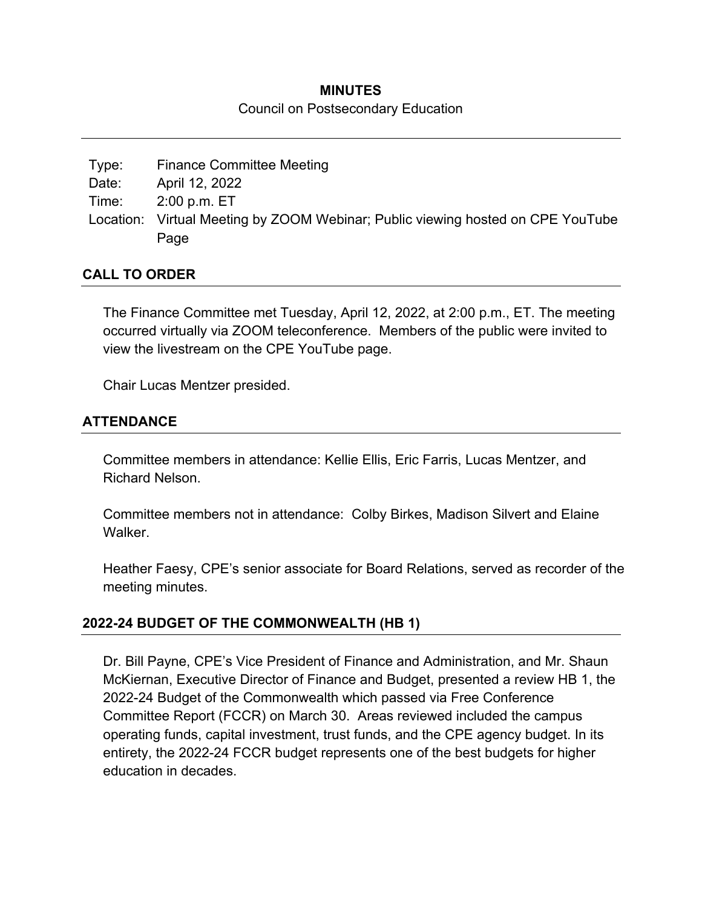# MINUTES

Council on Postsecondary Education

| Type: | Finance Committee Meeting |
|---|---|
| Date: | April 12, 2022 |
| Time: | 2:00 p.m. ET |
| Location: | Virtual Meeting by ZOOM Webinar; Public viewing hosted on CPE YouTube Page |

## CALL TO ORDER

The Finance Committee met Tuesday, April 12, 2022, at 2:00 p.m., ET. The meeting occurred virtually via ZOOM teleconference. Members of the public were invited to view the livestream on the CPE YouTube page.

Chair Lucas Mentzer presided.

## ATTENDANCE

Committee members in attendance: Kellie Ellis, Eric Farris, Lucas Mentzer, and Richard Nelson.

Committee members not in attendance: Colby Birkes, Madison Silvert and Elaine Walker.

Heather Faesy, CPE's senior associate for Board Relations, served as recorder of the meeting minutes.

## 2022-24 BUDGET OF THE COMMONWEALTH (HB 1)

Dr. Bill Payne, CPE's Vice President of Finance and Administration, and Mr. Shaun McKiernan, Executive Director of Finance and Budget, presented a review HB 1, the 2022-24 Budget of the Commonwealth which passed via Free Conference Committee Report (FCCR) on March 30. Areas reviewed included the campus operating funds, capital investment, trust funds, and the CPE agency budget. In its entirety, the 2022-24 FCCR budget represents one of the best budgets for higher education in decades.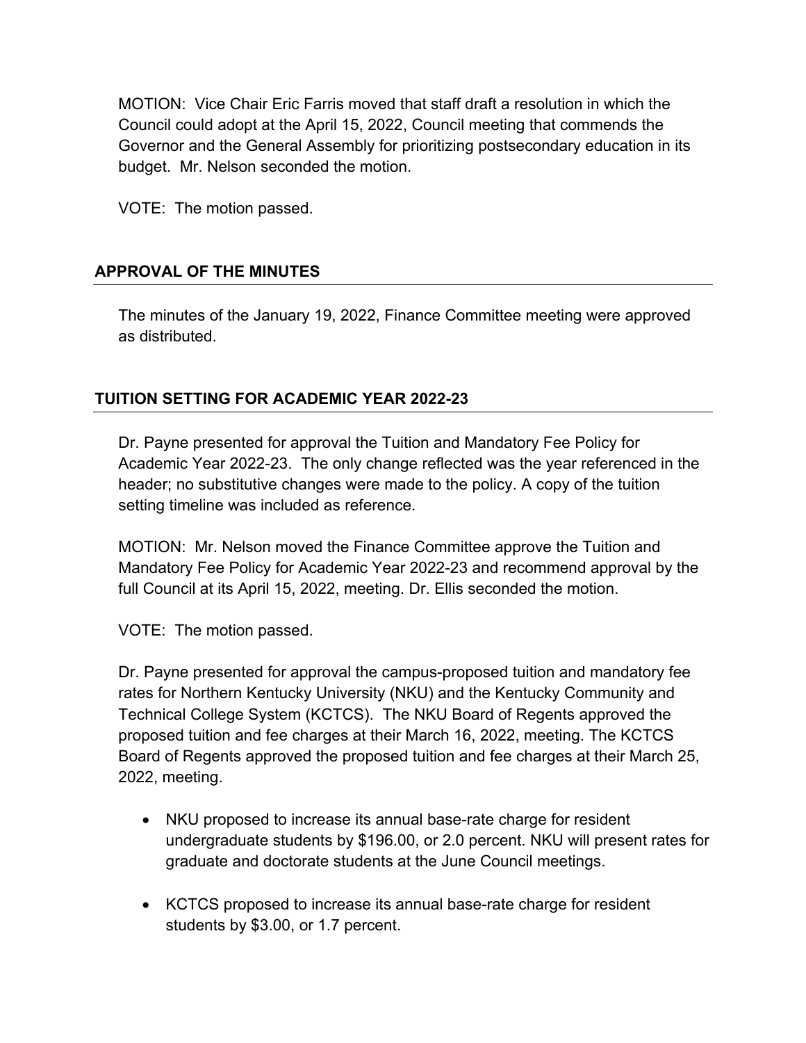MOTION: Vice Chair Eric Farris moved that staff draft a resolution in which the Council could adopt at the April 15, 2022, Council meeting that commends the Governor and the General Assembly for prioritizing postsecondary education in its budget. Mr. Nelson seconded the motion.

VOTE: The motion passed.

## APPROVAL OF THE MINUTES

The minutes of the January 19, 2022, Finance Committee meeting were approved as distributed.

## TUITION SETTING FOR ACADEMIC YEAR 2022-23

Dr. Payne presented for approval the Tuition and Mandatory Fee Policy for Academic Year 2022-23. The only change reflected was the year referenced in the header; no substitutive changes were made to the policy. A copy of the tuition setting timeline was included as reference.

MOTION: Mr. Nelson moved the Finance Committee approve the Tuition and Mandatory Fee Policy for Academic Year 2022-23 and recommend approval by the full Council at its April 15, 2022, meeting. Dr. Ellis seconded the motion.

VOTE: The motion passed.

Dr. Payne presented for approval the campus-proposed tuition and mandatory fee rates for Northern Kentucky University (NKU) and the Kentucky Community and Technical College System (KCTCS). The NKU Board of Regents approved the proposed tuition and fee charges at their March 16, 2022, meeting. The KCTCS Board of Regents approved the proposed tuition and fee charges at their March 25, 2022, meeting.

- NKU proposed to increase its annual base-rate charge for resident undergraduate students by $196.00, or 2.0 percent. NKU will present rates for graduate and doctorate students at the June Council meetings.

- KCTCS proposed to increase its annual base-rate charge for resident students by $3.00, or 1.7 percent.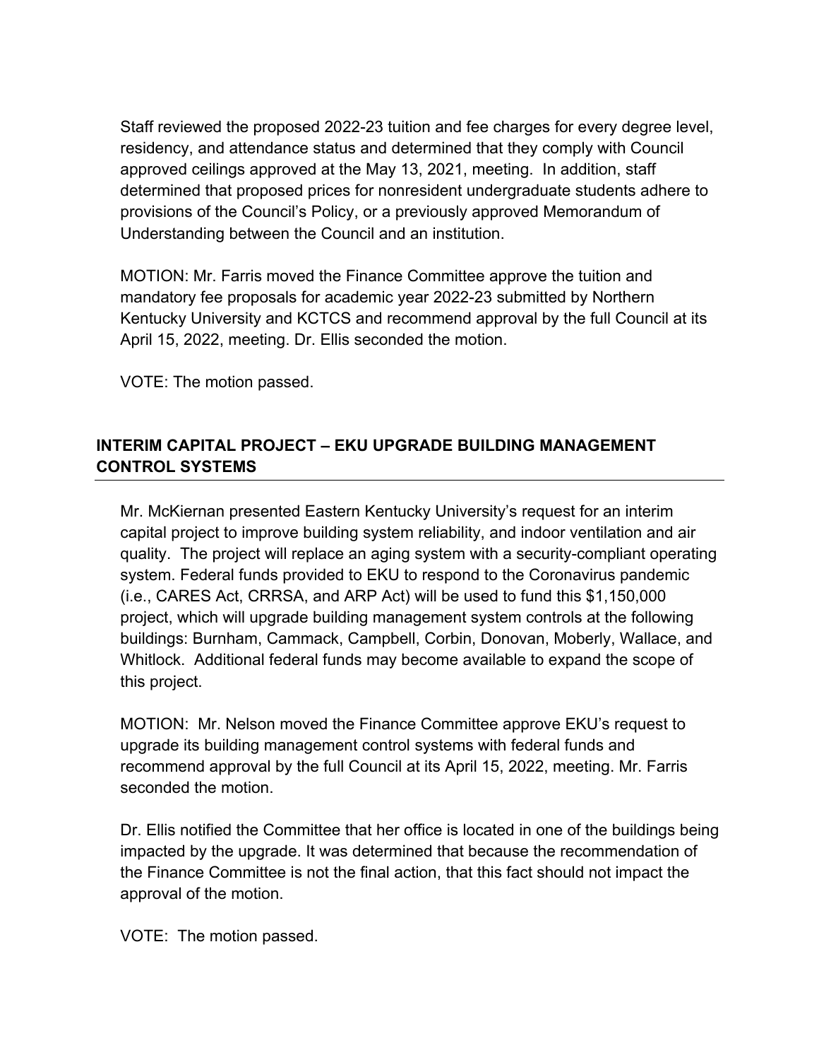Staff reviewed the proposed 2022-23 tuition and fee charges for every degree level, residency, and attendance status and determined that they comply with Council approved ceilings approved at the May 13, 2021, meeting. In addition, staff determined that proposed prices for nonresident undergraduate students adhere to provisions of the Council's Policy, or a previously approved Memorandum of Understanding between the Council and an institution.

MOTION: Mr. Farris moved the Finance Committee approve the tuition and mandatory fee proposals for academic year 2022-23 submitted by Northern Kentucky University and KCTCS and recommend approval by the full Council at its April 15, 2022, meeting. Dr. Ellis seconded the motion.

VOTE: The motion passed.

## INTERIM CAPITAL PROJECT – EKU UPGRADE BUILDING MANAGEMENT CONTROL SYSTEMS

Mr. McKiernan presented Eastern Kentucky University's request for an interim capital project to improve building system reliability, and indoor ventilation and air quality. The project will replace an aging system with a security-compliant operating system. Federal funds provided to EKU to respond to the Coronavirus pandemic (i.e., CARES Act, CRRSA, and ARP Act) will be used to fund this $1,150,000 project, which will upgrade building management system controls at the following buildings: Burnham, Cammack, Campbell, Corbin, Donovan, Moberly, Wallace, and Whitlock. Additional federal funds may become available to expand the scope of this project.

MOTION: Mr. Nelson moved the Finance Committee approve EKU's request to upgrade its building management control systems with federal funds and recommend approval by the full Council at its April 15, 2022, meeting. Mr. Farris seconded the motion.

Dr. Ellis notified the Committee that her office is located in one of the buildings being impacted by the upgrade. It was determined that because the recommendation of the Finance Committee is not the final action, that this fact should not impact the approval of the motion.

VOTE: The motion passed.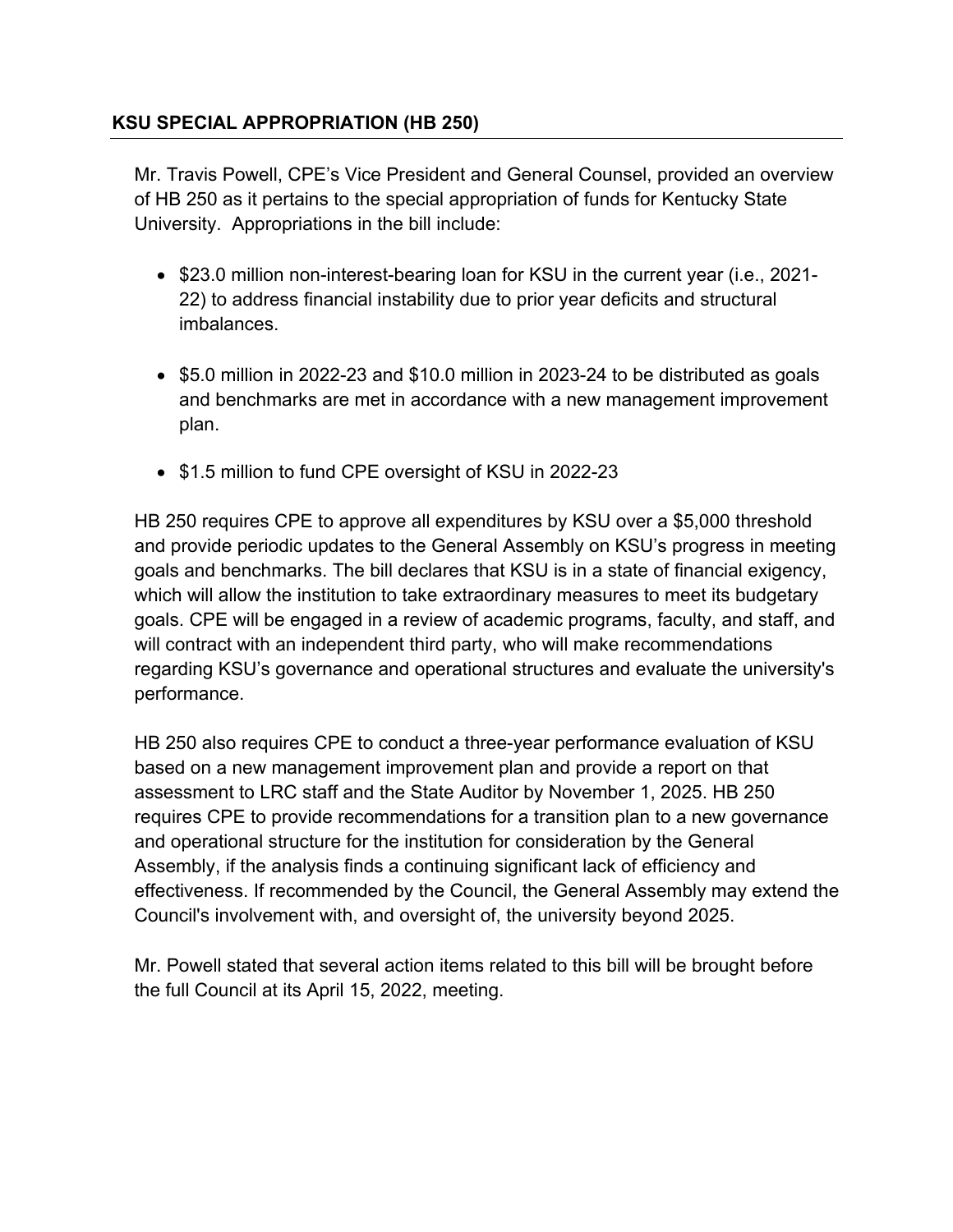## KSU SPECIAL APPROPRIATION (HB 250)

Mr. Travis Powell, CPE's Vice President and General Counsel, provided an overview of HB 250 as it pertains to the special appropriation of funds for Kentucky State University. Appropriations in the bill include:

- $23.0 million non-interest-bearing loan for KSU in the current year (i.e., 2021-22) to address financial instability due to prior year deficits and structural imbalances.
- $5.0 million in 2022-23 and $10.0 million in 2023-24 to be distributed as goals and benchmarks are met in accordance with a new management improvement plan.
- $1.5 million to fund CPE oversight of KSU in 2022-23

HB 250 requires CPE to approve all expenditures by KSU over a $5,000 threshold and provide periodic updates to the General Assembly on KSU's progress in meeting goals and benchmarks. The bill declares that KSU is in a state of financial exigency, which will allow the institution to take extraordinary measures to meet its budgetary goals. CPE will be engaged in a review of academic programs, faculty, and staff, and will contract with an independent third party, who will make recommendations regarding KSU's governance and operational structures and evaluate the university's performance.

HB 250 also requires CPE to conduct a three-year performance evaluation of KSU based on a new management improvement plan and provide a report on that assessment to LRC staff and the State Auditor by November 1, 2025. HB 250 requires CPE to provide recommendations for a transition plan to a new governance and operational structure for the institution for consideration by the General Assembly, if the analysis finds a continuing significant lack of efficiency and effectiveness. If recommended by the Council, the General Assembly may extend the Council's involvement with, and oversight of, the university beyond 2025.

Mr. Powell stated that several action items related to this bill will be brought before the full Council at its April 15, 2022, meeting.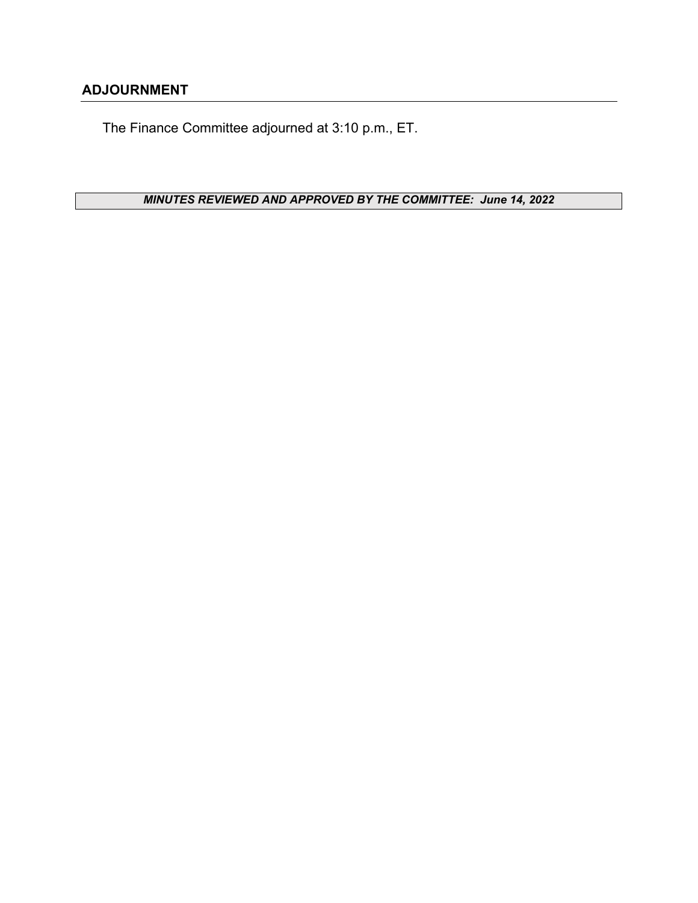## ADJOURNMENT

The Finance Committee adjourned at 3:10 p.m., ET.

***MINUTES REVIEWED AND APPROVED BY THE COMMITTEE: June 14, 2022***